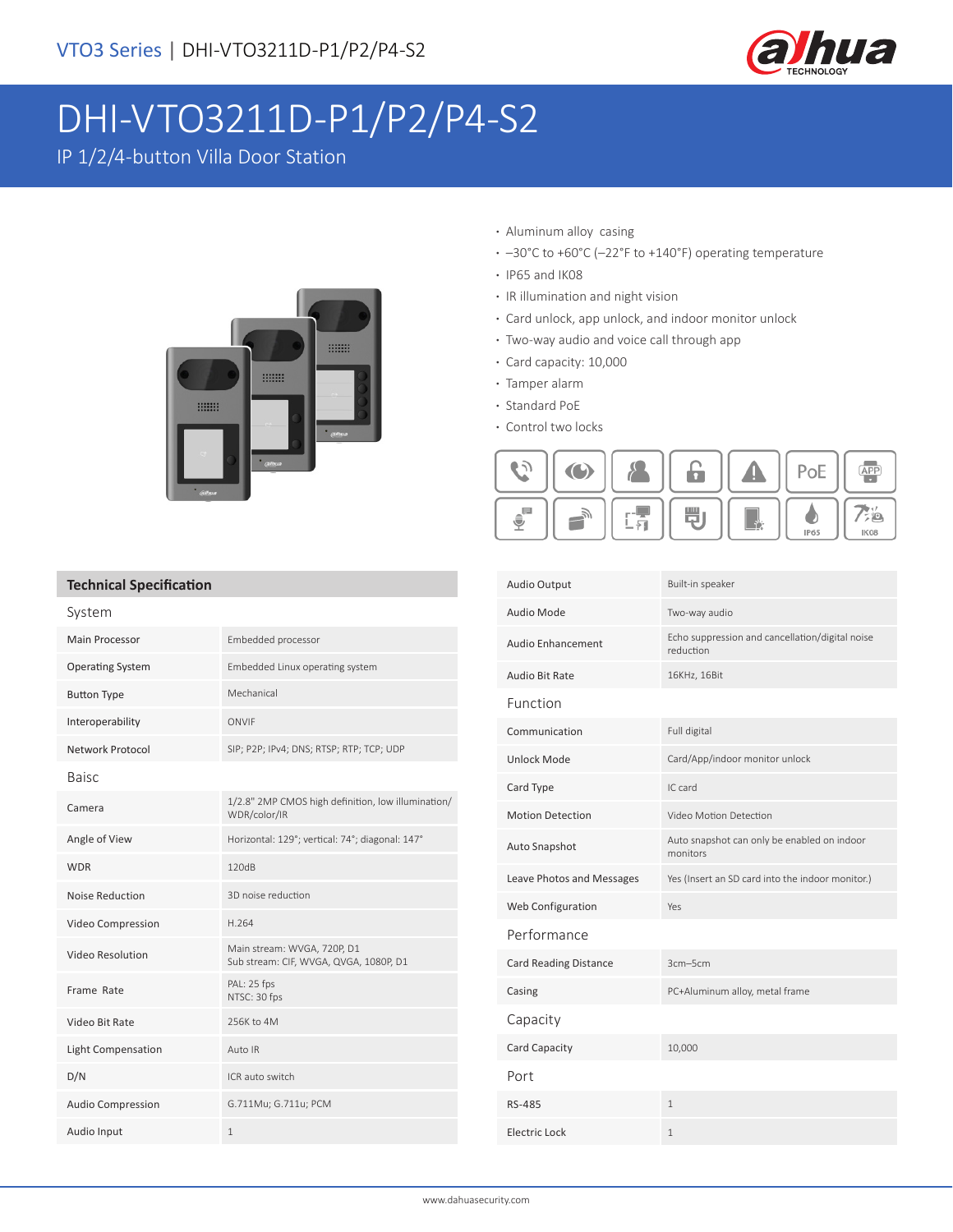VTO3 Series | DHI-VTO3211D-P1/P2/P4-S2

# DHI-VTO3211D-P1/P2/P4-S2

IP 1/2/4-button Villa Door Station

- Aluminum alloy casing
- –30°C to +60°C (–22°F to +140°F) operating temperature
- IP65 and IK08
- IR illumination and night vision
- Card unlock, app unlock, and indoor monitor unlock
- Two-way audio and voice call through app
- Card capacity: 10,000
- Tamper alarm
- Standard PoE
- Control two locks

## Technical Specification

| System | |
|---|---|
| Main Processor | Embedded processor |
| Operating System | Embedded Linux operating system |
| Button Type | Mechanical |
| Interoperability | ONVIF |
| Network Protocol | SIP; P2P; IPv4; DNS; RTSP; RTP; TCP; UDP |
| **Baisc** | |
| Camera | 1/2.8" 2MP CMOS high definition, low illumination/ WDR/color/IR |
| Angle of View | Horizontal: 129°; vertical: 74°; diagonal: 147° |
| WDR | 120dB |
| Noise Reduction | 3D noise reduction |
| Video Compression | H.264 |
| Video Resolution | Main stream: WVGA, 720P, D1<br>Sub stream: CIF, WVGA, QVGA, 1080P, D1 |
| Frame Rate | PAL: 25 fps<br>NTSC: 30 fps |
| Video Bit Rate | 256K to 4M |
| Light Compensation | Auto IR |
| D/N | ICR auto switch |
| Audio Compression | G.711Mu; G.711u; PCM |
| Audio Input | 1 |
| Audio Output | Built-in speaker |
| Audio Mode | Two-way audio |
| Audio Enhancement | Echo suppression and cancellation/digital noise reduction |
| Audio Bit Rate | 16KHz, 16Bit |
| **Function** | |
| Communication | Full digital |
| Unlock Mode | Card/App/indoor monitor unlock |
| Card Type | IC card |
| Motion Detection | Video Motion Detection |
| Auto Snapshot | Auto snapshot can only be enabled on indoor monitors |
| Leave Photos and Messages | Yes (Insert an SD card into the indoor monitor.) |
| Web Configuration | Yes |
| **Performance** | |
| Card Reading Distance | 3cm–5cm |
| Casing | PC+Aluminum alloy, metal frame |
| **Capacity** | |
| Card Capacity | 10,000 |
| **Port** | |
| RS-485 | 1 |
| Electric Lock | 1 |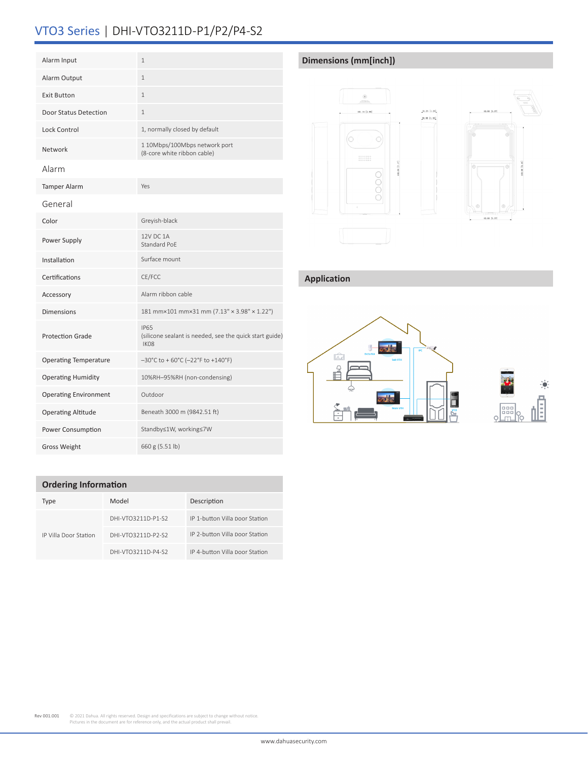| | |
|---|---|
| Alarm Input | 1 |
| Alarm Output | 1 |
| Exit Button | 1 |
| Door Status Detection | 1 |
| Lock Control | 1, normally closed by default |
| Network | 1 10Mbps/100Mbps network port (8-core white ribbon cable) |

### Alarm

| | |
|---|---|
| Tamper Alarm | Yes |

### General

| | |
|---|---|
| Color | Greyish-black |
| Power Supply | 12V DC 1A<br>Standard PoE |
| Installation | Surface mount |
| Certifications | CE/FCC |
| Accessory | Alarm ribbon cable |
| Dimensions | 181 mm×101 mm×31 mm (7.13" × 3.98" × 1.22") |
| Protection Grade | IP65<br>(silicone sealant is needed, see the quick start guide)<br>IK08 |
| Operating Temperature | –30°C to + 60°C (–22°F to +140°F) |
| Operating Humidity | 10%RH–95%RH (non-condensing) |
| Operating Environment | Outdoor |
| Operating Altitude | Beneath 3000 m (9842.51 ft) |
| Power Consumption | Standby≤1W, working≤7W |
| Gross Weight | 660 g (5.51 lb) |

## Ordering Information

| Type | Model | Description |
|---|---|---|
| IP Villa Door Station | DHI-VTO3211D-P1-S2 | IP 1-button Villa Door Station |
| | DHI-VTO3211D-P2-S2 | IP 2-button Villa Door Station |
| | DHI-VTO3211D-P4-S2 | IP 4-button Villa Door Station |

## Dimensions (mm[inch])

## Application

Rev 001.001 © 2021 Dahua. All rights reserved. Design and specifications are subject to change without notice. Pictures in the document are for reference only, and the actual product shall prevail.

www.dahuasecurity.com